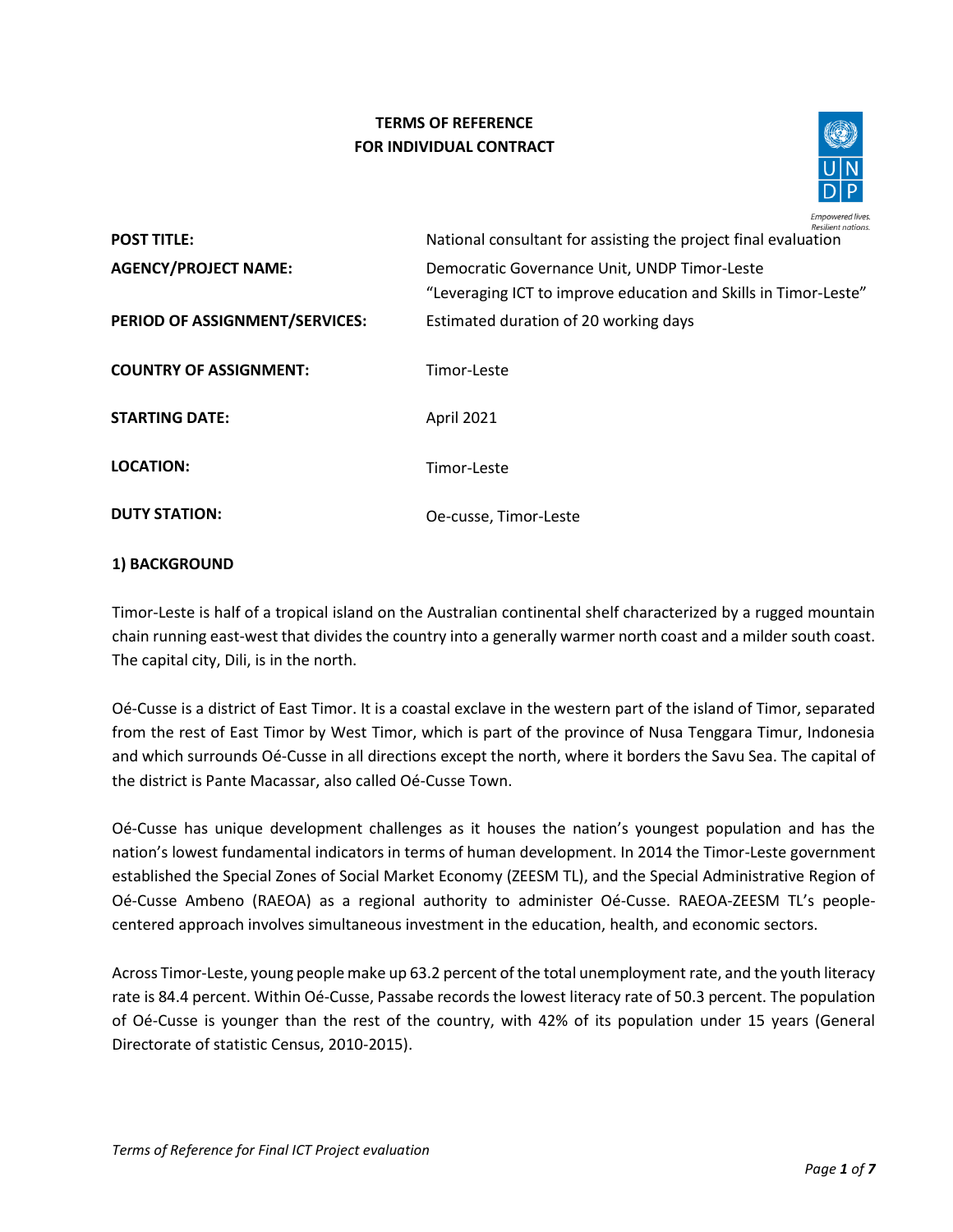**TERMS OF REFERENCE**
**FOR INDIVIDUAL CONTRACT**

| | |
|---|---|
| **POST TITLE:** | National consultant for assisting the project final evaluation |
| **AGENCY/PROJECT NAME:** | Democratic Governance Unit, UNDP Timor-Leste<br>"Leveraging ICT to improve education and Skills in Timor-Leste" |
| **PERIOD OF ASSIGNMENT/SERVICES:** | Estimated duration of 20 working days |
| **COUNTRY OF ASSIGNMENT:** | Timor-Leste |
| **STARTING DATE:** | April 2021 |
| **LOCATION:** | Timor-Leste |
| **DUTY STATION:** | Oe-cusse, Timor-Leste |

## 1) BACKGROUND

Timor-Leste is half of a tropical island on the Australian continental shelf characterized by a rugged mountain chain running east-west that divides the country into a generally warmer north coast and a milder south coast. The capital city, Dili, is in the north.

Oé-Cusse is a district of East Timor. It is a coastal exclave in the western part of the island of Timor, separated from the rest of East Timor by West Timor, which is part of the province of Nusa Tenggara Timur, Indonesia and which surrounds Oé-Cusse in all directions except the north, where it borders the Savu Sea. The capital of the district is Pante Macassar, also called Oé-Cusse Town.

Oé-Cusse has unique development challenges as it houses the nation's youngest population and has the nation's lowest fundamental indicators in terms of human development. In 2014 the Timor-Leste government established the Special Zones of Social Market Economy (ZEESM TL), and the Special Administrative Region of Oé-Cusse Ambeno (RAEOA) as a regional authority to administer Oé-Cusse. RAEOA-ZEESM TL's people-centered approach involves simultaneous investment in the education, health, and economic sectors.

Across Timor-Leste, young people make up 63.2 percent of the total unemployment rate, and the youth literacy rate is 84.4 percent. Within Oé-Cusse, Passabe records the lowest literacy rate of 50.3 percent. The population of Oé-Cusse is younger than the rest of the country, with 42% of its population under 15 years (General Directorate of statistic Census, 2010-2015).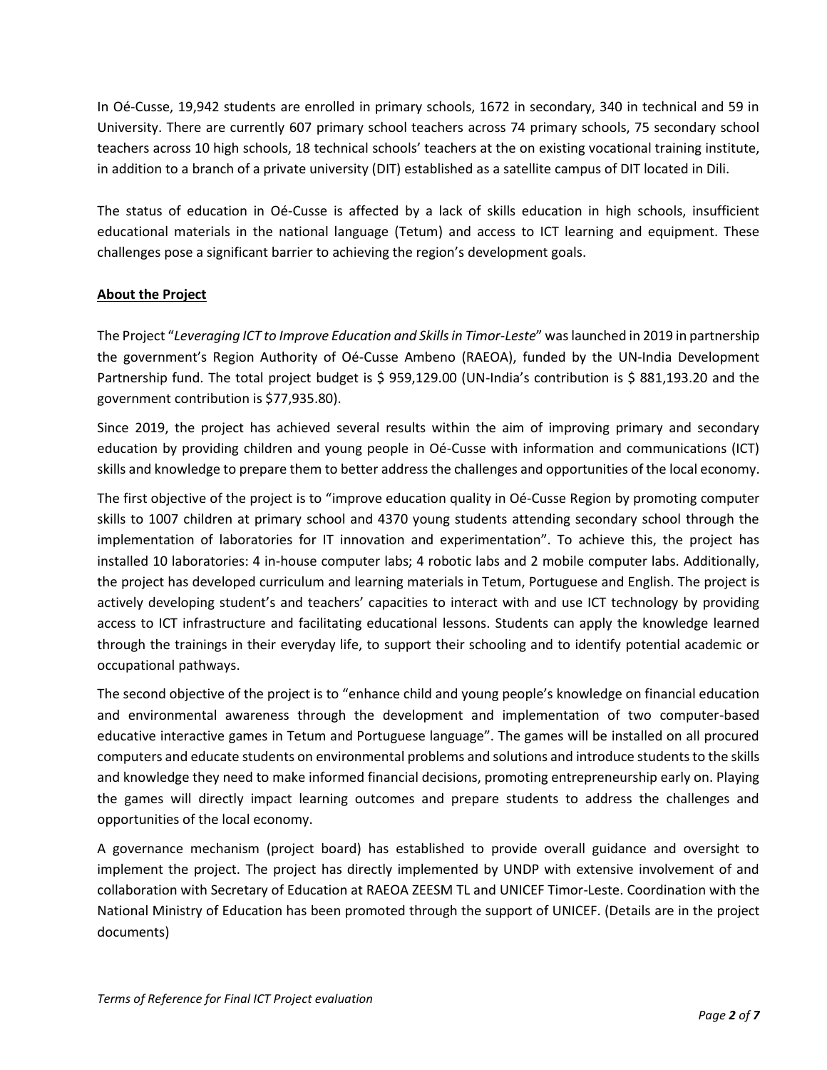In Oé-Cusse, 19,942 students are enrolled in primary schools, 1672 in secondary, 340 in technical and 59 in University. There are currently 607 primary school teachers across 74 primary schools, 75 secondary school teachers across 10 high schools, 18 technical schools' teachers at the on existing vocational training institute, in addition to a branch of a private university (DIT) established as a satellite campus of DIT located in Dili.

The status of education in Oé-Cusse is affected by a lack of skills education in high schools, insufficient educational materials in the national language (Tetum) and access to ICT learning and equipment. These challenges pose a significant barrier to achieving the region's development goals.

**About the Project**

The Project "*Leveraging ICT to Improve Education and Skills in Timor-Leste*" was launched in 2019 in partnership the government's Region Authority of Oé-Cusse Ambeno (RAEOA), funded by the UN-India Development Partnership fund. The total project budget is $ 959,129.00 (UN-India's contribution is $ 881,193.20 and the government contribution is $77,935.80).

Since 2019, the project has achieved several results within the aim of improving primary and secondary education by providing children and young people in Oé-Cusse with information and communications (ICT) skills and knowledge to prepare them to better address the challenges and opportunities of the local economy.

The first objective of the project is to "improve education quality in Oé-Cusse Region by promoting computer skills to 1007 children at primary school and 4370 young students attending secondary school through the implementation of laboratories for IT innovation and experimentation". To achieve this, the project has installed 10 laboratories: 4 in-house computer labs; 4 robotic labs and 2 mobile computer labs. Additionally, the project has developed curriculum and learning materials in Tetum, Portuguese and English. The project is actively developing student's and teachers' capacities to interact with and use ICT technology by providing access to ICT infrastructure and facilitating educational lessons. Students can apply the knowledge learned through the trainings in their everyday life, to support their schooling and to identify potential academic or occupational pathways.

The second objective of the project is to "enhance child and young people's knowledge on financial education and environmental awareness through the development and implementation of two computer-based educative interactive games in Tetum and Portuguese language". The games will be installed on all procured computers and educate students on environmental problems and solutions and introduce students to the skills and knowledge they need to make informed financial decisions, promoting entrepreneurship early on. Playing the games will directly impact learning outcomes and prepare students to address the challenges and opportunities of the local economy.

A governance mechanism (project board) has established to provide overall guidance and oversight to implement the project. The project has directly implemented by UNDP with extensive involvement of and collaboration with Secretary of Education at RAEOA ZEESM TL and UNICEF Timor-Leste. Coordination with the National Ministry of Education has been promoted through the support of UNICEF. (Details are in the project documents)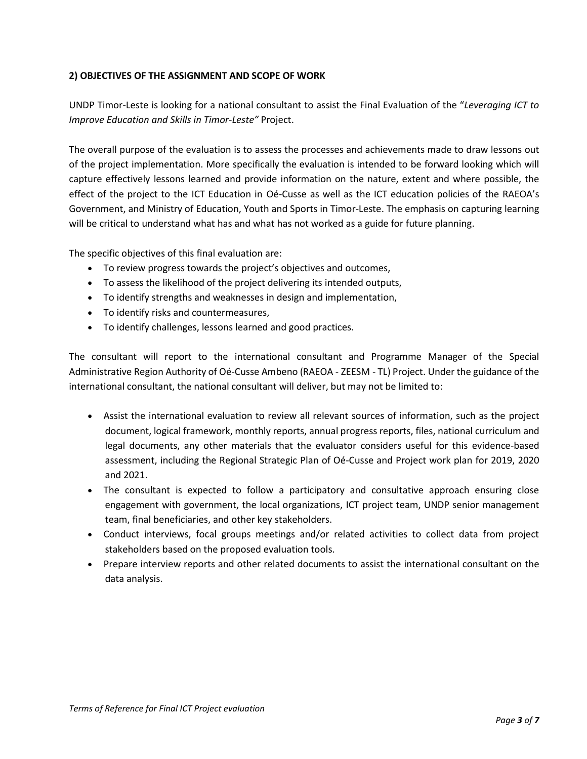**2) OBJECTIVES OF THE ASSIGNMENT AND SCOPE OF WORK**

UNDP Timor-Leste is looking for a national consultant to assist the Final Evaluation of the "*Leveraging ICT to Improve Education and Skills in Timor-Leste"* Project.

The overall purpose of the evaluation is to assess the processes and achievements made to draw lessons out of the project implementation. More specifically the evaluation is intended to be forward looking which will capture effectively lessons learned and provide information on the nature, extent and where possible, the effect of the project to the ICT Education in Oé-Cusse as well as the ICT education policies of the RAEOA's Government, and Ministry of Education, Youth and Sports in Timor-Leste. The emphasis on capturing learning will be critical to understand what has and what has not worked as a guide for future planning.

The specific objectives of this final evaluation are:

- To review progress towards the project's objectives and outcomes,
- To assess the likelihood of the project delivering its intended outputs,
- To identify strengths and weaknesses in design and implementation,
- To identify risks and countermeasures,
- To identify challenges, lessons learned and good practices.

The consultant will report to the international consultant and Programme Manager of the Special Administrative Region Authority of Oé-Cusse Ambeno (RAEOA - ZEESM - TL) Project. Under the guidance of the international consultant, the national consultant will deliver, but may not be limited to:

- Assist the international evaluation to review all relevant sources of information, such as the project document, logical framework, monthly reports, annual progress reports, files, national curriculum and legal documents, any other materials that the evaluator considers useful for this evidence-based assessment, including the Regional Strategic Plan of Oé-Cusse and Project work plan for 2019, 2020 and 2021.
- The consultant is expected to follow a participatory and consultative approach ensuring close engagement with government, the local organizations, ICT project team, UNDP senior management team, final beneficiaries, and other key stakeholders.
- Conduct interviews, focal groups meetings and/or related activities to collect data from project stakeholders based on the proposed evaluation tools.
- Prepare interview reports and other related documents to assist the international consultant on the data analysis.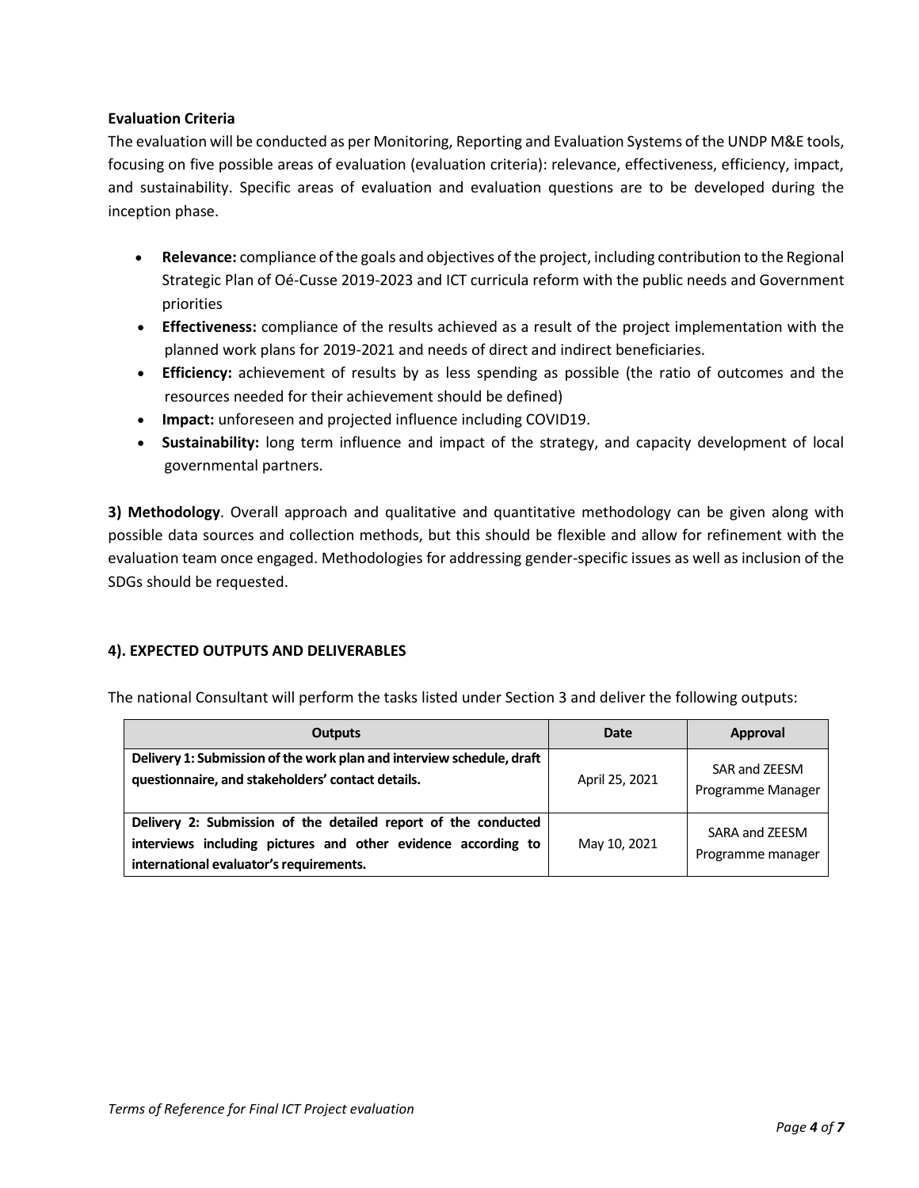**Evaluation Criteria**

The evaluation will be conducted as per Monitoring, Reporting and Evaluation Systems of the UNDP M&E tools, focusing on five possible areas of evaluation (evaluation criteria): relevance, effectiveness, efficiency, impact, and sustainability. Specific areas of evaluation and evaluation questions are to be developed during the inception phase.

- **Relevance:** compliance of the goals and objectives of the project, including contribution to the Regional Strategic Plan of Oé-Cusse 2019-2023 and ICT curricula reform with the public needs and Government priorities
- **Effectiveness:** compliance of the results achieved as a result of the project implementation with the planned work plans for 2019-2021 and needs of direct and indirect beneficiaries.
- **Efficiency:** achievement of results by as less spending as possible (the ratio of outcomes and the resources needed for their achievement should be defined)
- **Impact:** unforeseen and projected influence including COVID19.
- **Sustainability:** long term influence and impact of the strategy, and capacity development of local governmental partners.

**3) Methodology**. Overall approach and qualitative and quantitative methodology can be given along with possible data sources and collection methods, but this should be flexible and allow for refinement with the evaluation team once engaged. Methodologies for addressing gender-specific issues as well as inclusion of the SDGs should be requested.

## 4). EXPECTED OUTPUTS AND DELIVERABLES

The national Consultant will perform the tasks listed under Section 3 and deliver the following outputs:

| Outputs | Date | Approval |
|---|---|---|
| **Delivery 1: Submission of the work plan and interview schedule, draft questionnaire, and stakeholders' contact details.** | April 25, 2021 | SAR and ZEESM Programme Manager |
| **Delivery 2: Submission of the detailed report of the conducted interviews including pictures and other evidence according to international evaluator's requirements.** | May 10, 2021 | SARA and ZEESM Programme manager |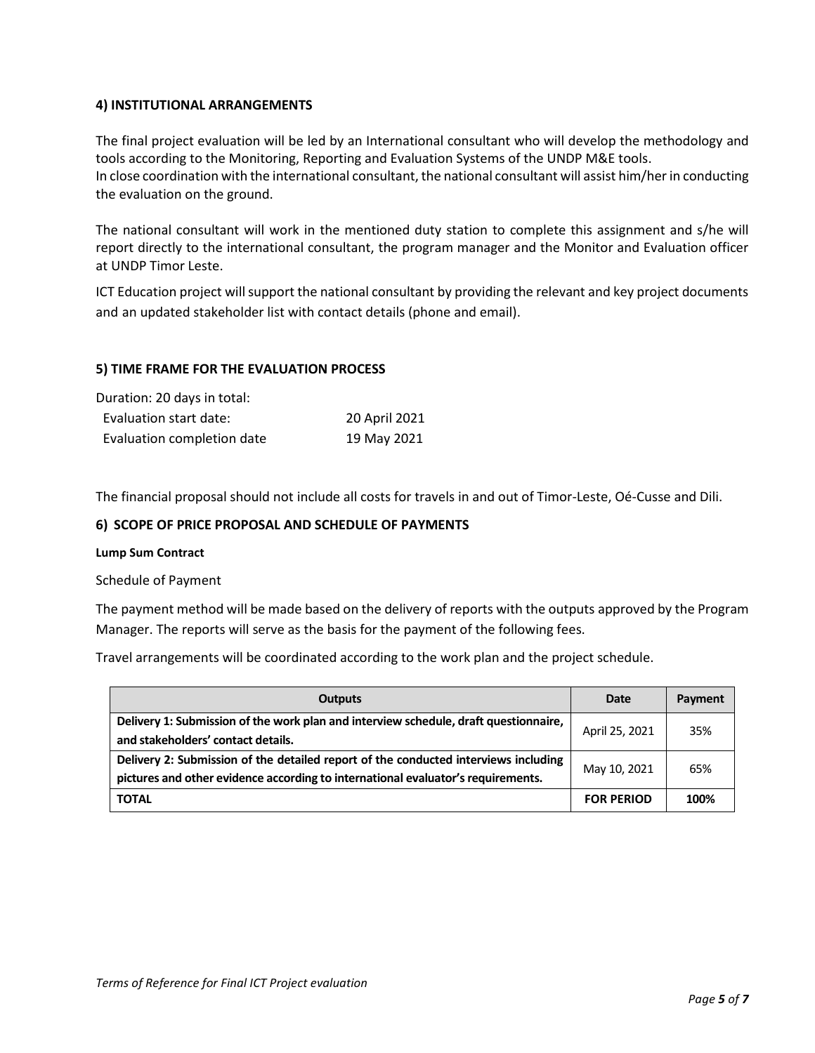## 4) INSTITUTIONAL ARRANGEMENTS

The final project evaluation will be led by an International consultant who will develop the methodology and tools according to the Monitoring, Reporting and Evaluation Systems of the UNDP M&E tools.
In close coordination with the international consultant, the national consultant will assist him/her in conducting the evaluation on the ground.

The national consultant will work in the mentioned duty station to complete this assignment and s/he will report directly to the international consultant, the program manager and the Monitor and Evaluation officer at UNDP Timor Leste.

ICT Education project will support the national consultant by providing the relevant and key project documents and an updated stakeholder list with contact details (phone and email).

## 5) TIME FRAME FOR THE EVALUATION PROCESS

Duration: 20 days in total:

| | |
|---|---|
| Evaluation start date: | 20 April 2021 |
| Evaluation completion date | 19 May 2021 |

The financial proposal should not include all costs for travels in and out of Timor-Leste, Oé-Cusse and Dili.

## 6) SCOPE OF PRICE PROPOSAL AND SCHEDULE OF PAYMENTS

**Lump Sum Contract**

Schedule of Payment

The payment method will be made based on the delivery of reports with the outputs approved by the Program Manager. The reports will serve as the basis for the payment of the following fees.

Travel arrangements will be coordinated according to the work plan and the project schedule.

| Outputs | Date | Payment |
|---|---|---|
| **Delivery 1: Submission of the work plan and interview schedule, draft questionnaire, and stakeholders' contact details.** | April 25, 2021 | 35% |
| **Delivery 2: Submission of the detailed report of the conducted interviews including pictures and other evidence according to international evaluator's requirements.** | May 10, 2021 | 65% |
| **TOTAL** | **FOR PERIOD** | **100%** |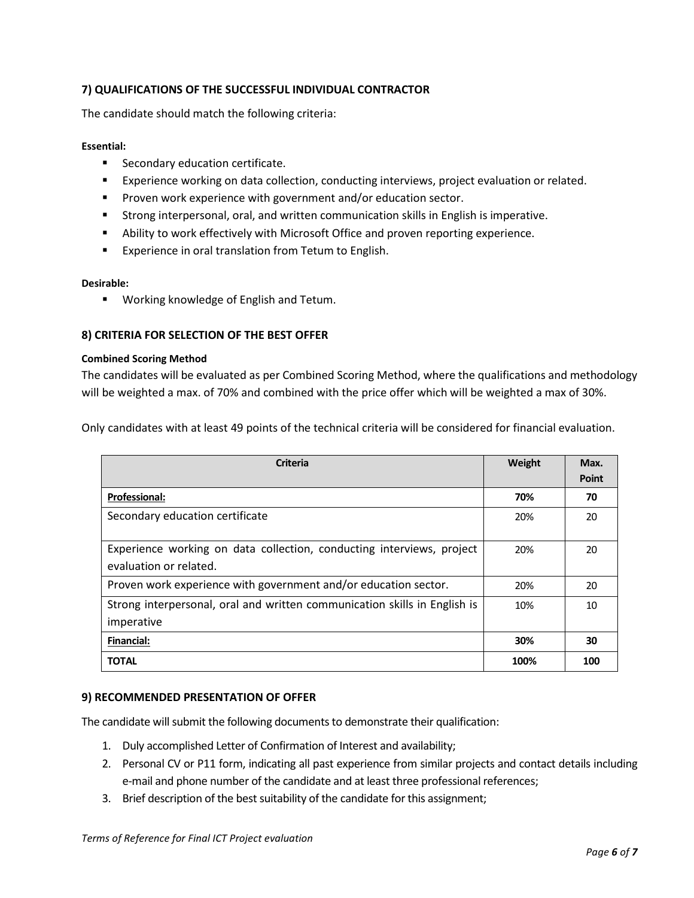### 7) QUALIFICATIONS OF THE SUCCESSFUL INDIVIDUAL CONTRACTOR

The candidate should match the following criteria:

**Essential:**

- Secondary education certificate.
- Experience working on data collection, conducting interviews, project evaluation or related.
- Proven work experience with government and/or education sector.
- Strong interpersonal, oral, and written communication skills in English is imperative.
- Ability to work effectively with Microsoft Office and proven reporting experience.
- Experience in oral translation from Tetum to English.

**Desirable:**

- Working knowledge of English and Tetum.

### 8) CRITERIA FOR SELECTION OF THE BEST OFFER

**Combined Scoring Method**

The candidates will be evaluated as per Combined Scoring Method, where the qualifications and methodology will be weighted a max. of 70% and combined with the price offer which will be weighted a max of 30%.

Only candidates with at least 49 points of the technical criteria will be considered for financial evaluation.

| Criteria | Weight | Max. Point |
|---|---|---|
| **Professional:** | **70%** | **70** |
| Secondary education certificate | 20% | 20 |
| Experience working on data collection, conducting interviews, project evaluation or related. | 20% | 20 |
| Proven work experience with government and/or education sector. | 20% | 20 |
| Strong interpersonal, oral and written communication skills in English is imperative | 10% | 10 |
| **Financial:** | **30%** | **30** |
| **TOTAL** | **100%** | **100** |

### 9) RECOMMENDED PRESENTATION OF OFFER

The candidate will submit the following documents to demonstrate their qualification:

1. Duly accomplished Letter of Confirmation of Interest and availability;
2. Personal CV or P11 form, indicating all past experience from similar projects and contact details including e-mail and phone number of the candidate and at least three professional references;
3. Brief description of the best suitability of the candidate for this assignment;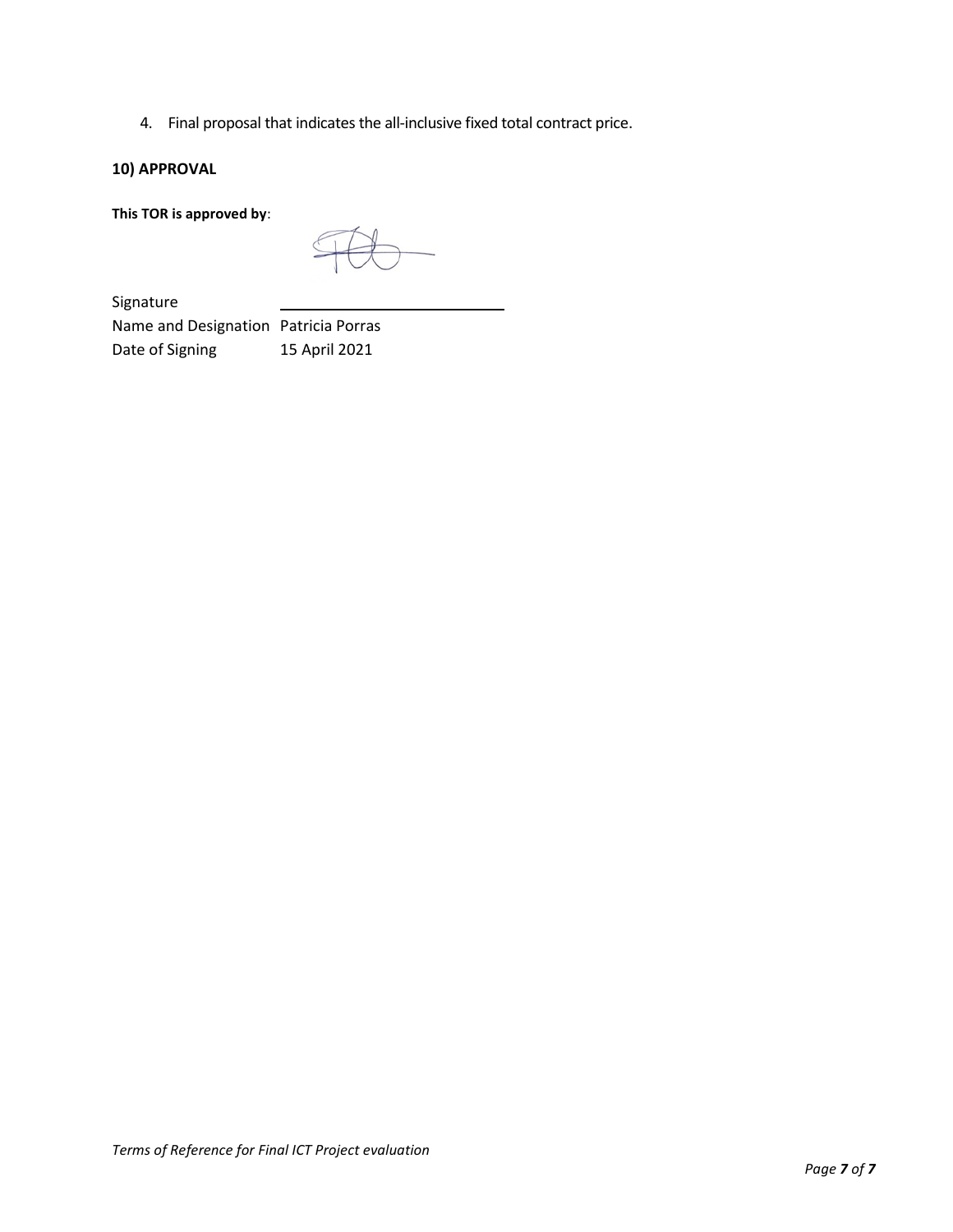4. Final proposal that indicates the all-inclusive fixed total contract price.

**10) APPROVAL**

**This TOR is approved by**:

| | |
|---|---|
| Signature | |
| Name and Designation | Patricia Porras |
| Date of Signing | 15 April 2021 |